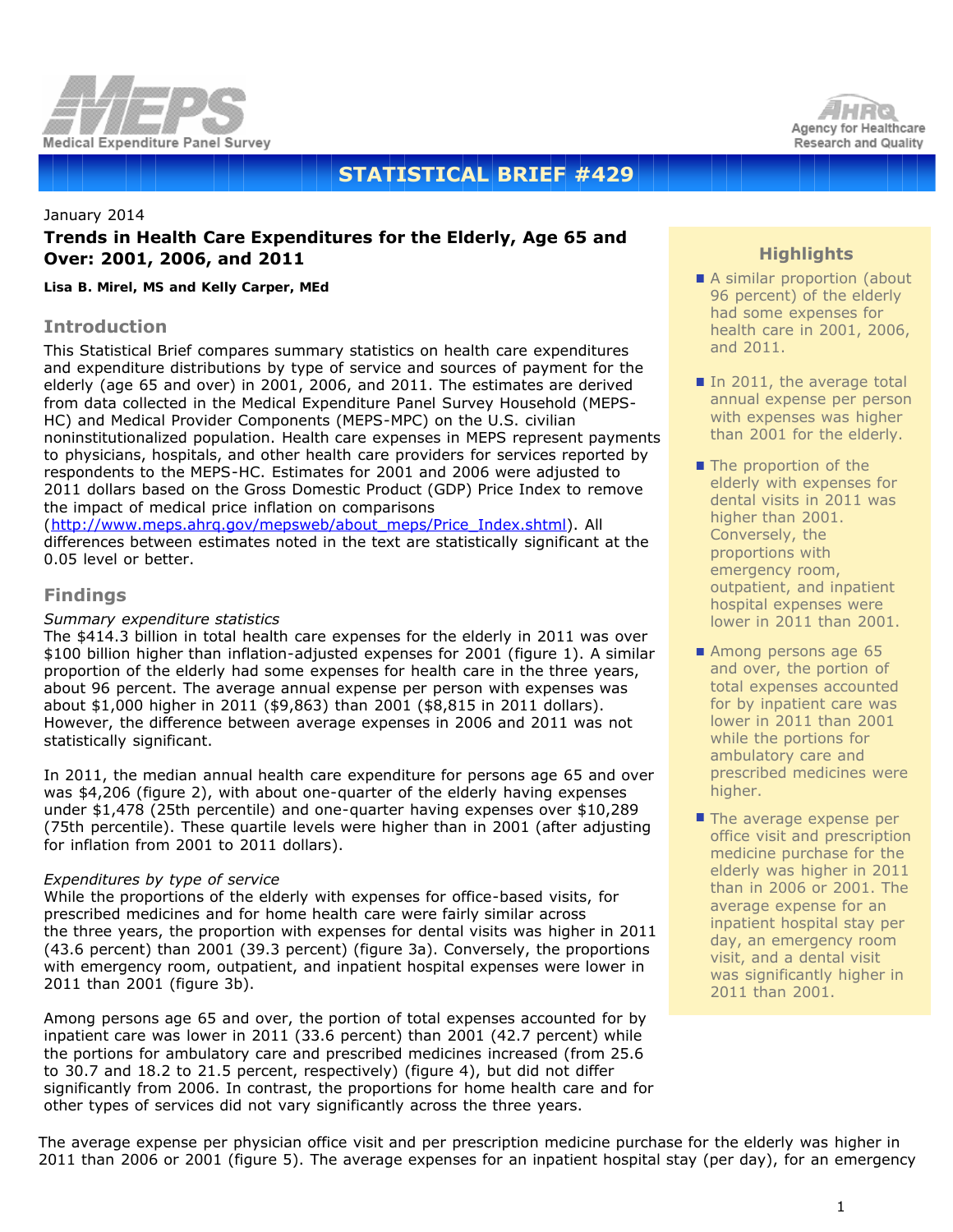# STATISTICAL BRIEF #429

January 2014

## Trends in Health Care Expenditures for the Elderly, Age 65 and Over: 2001, 2006, and 2011

**Lisa B. Mirel, MS and Kelly Carper, MEd**

### Highlights

- A similar proportion (about 96 percent) of the elderly had some expenses for health care in 2001, 2006, and 2011.
- In 2011, the average total annual expense per person with expenses was higher than 2001 for the elderly.
- The proportion of the elderly with expenses for dental visits in 2011 was higher than 2001. Conversely, the proportions with emergency room, outpatient, and inpatient hospital expenses were lower in 2011 than 2001.
- Among persons age 65 and over, the portion of total expenses accounted for by inpatient care was lower in 2011 than 2001 while the portions for ambulatory care and prescribed medicines were higher.
- The average expense per office visit and prescription medicine purchase for the elderly was higher in 2011 than in 2006 or 2001. The average expense for an inpatient hospital stay per day, an emergency room visit, and a dental visit was significantly higher in 2011 than 2001.

## Introduction

This Statistical Brief compares summary statistics on health care expenditures and expenditure distributions by type of service and sources of payment for the elderly (age 65 and over) in 2001, 2006, and 2011. The estimates are derived from data collected in the Medical Expenditure Panel Survey Household (MEPS-HC) and Medical Provider Components (MEPS-MPC) on the U.S. civilian noninstitutionalized population. Health care expenses in MEPS represent payments to physicians, hospitals, and other health care providers for services reported by respondents to the MEPS-HC. Estimates for 2001 and 2006 were adjusted to 2011 dollars based on the Gross Domestic Product (GDP) Price Index to remove the impact of medical price inflation on comparisons (http://www.meps.ahrq.gov/mepsweb/about_meps/Price_Index.shtml). All differences between estimates noted in the text are statistically significant at the 0.05 level or better.

## Findings

*Summary expenditure statistics*

The $414.3 billion in total health care expenses for the elderly in 2011 was over $100 billion higher than inflation-adjusted expenses for 2001 (figure 1). A similar proportion of the elderly had some expenses for health care in the three years, about 96 percent. The average annual expense per person with expenses was about $1,000 higher in 2011 ($9,863) than 2001 ($8,815 in 2011 dollars). However, the difference between average expenses in 2006 and 2011 was not statistically significant.

In 2011, the median annual health care expenditure for persons age 65 and over was $4,206 (figure 2), with about one-quarter of the elderly having expenses under $1,478 (25th percentile) and one-quarter having expenses over $10,289 (75th percentile). These quartile levels were higher than in 2001 (after adjusting for inflation from 2001 to 2011 dollars).

*Expenditures by type of service*

While the proportions of the elderly with expenses for office-based visits, for prescribed medicines and for home health care were fairly similar across the three years, the proportion with expenses for dental visits was higher in 2011 (43.6 percent) than 2001 (39.3 percent) (figure 3a). Conversely, the proportions with emergency room, outpatient, and inpatient hospital expenses were lower in 2011 than 2001 (figure 3b).

Among persons age 65 and over, the portion of total expenses accounted for by inpatient care was lower in 2011 (33.6 percent) than 2001 (42.7 percent) while the portions for ambulatory care and prescribed medicines increased (from 25.6 to 30.7 and 18.2 to 21.5 percent, respectively) (figure 4), but did not differ significantly from 2006. In contrast, the proportions for home health care and for other types of services did not vary significantly across the three years.

The average expense per physician office visit and per prescription medicine purchase for the elderly was higher in 2011 than 2006 or 2001 (figure 5). The average expenses for an inpatient hospital stay (per day), for an emergency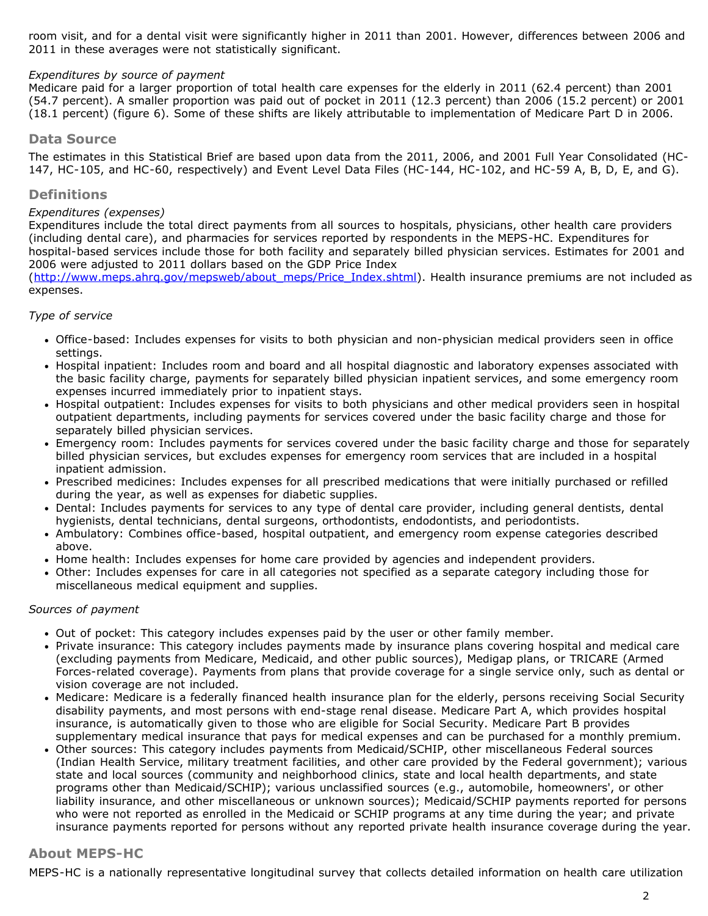room visit, and for a dental visit were significantly higher in 2011 than 2001. However, differences between 2006 and 2011 in these averages were not statistically significant.

*Expenditures by source of payment*
Medicare paid for a larger proportion of total health care expenses for the elderly in 2011 (62.4 percent) than 2001 (54.7 percent). A smaller proportion was paid out of pocket in 2011 (12.3 percent) than 2006 (15.2 percent) or 2001 (18.1 percent) (figure 6). Some of these shifts are likely attributable to implementation of Medicare Part D in 2006.

## Data Source

The estimates in this Statistical Brief are based upon data from the 2011, 2006, and 2001 Full Year Consolidated (HC-147, HC-105, and HC-60, respectively) and Event Level Data Files (HC-144, HC-102, and HC-59 A, B, D, E, and G).

## Definitions

*Expenditures (expenses)*
Expenditures include the total direct payments from all sources to hospitals, physicians, other health care providers (including dental care), and pharmacies for services reported by respondents in the MEPS-HC. Expenditures for hospital-based services include those for both facility and separately billed physician services. Estimates for 2001 and 2006 were adjusted to 2011 dollars based on the GDP Price Index (http://www.meps.ahrq.gov/mepsweb/about_meps/Price_Index.shtml). Health insurance premiums are not included as expenses.

*Type of service*

- Office-based: Includes expenses for visits to both physician and non-physician medical providers seen in office settings.
- Hospital inpatient: Includes room and board and all hospital diagnostic and laboratory expenses associated with the basic facility charge, payments for separately billed physician inpatient services, and some emergency room expenses incurred immediately prior to inpatient stays.
- Hospital outpatient: Includes expenses for visits to both physicians and other medical providers seen in hospital outpatient departments, including payments for services covered under the basic facility charge and those for separately billed physician services.
- Emergency room: Includes payments for services covered under the basic facility charge and those for separately billed physician services, but excludes expenses for emergency room services that are included in a hospital inpatient admission.
- Prescribed medicines: Includes expenses for all prescribed medications that were initially purchased or refilled during the year, as well as expenses for diabetic supplies.
- Dental: Includes payments for services to any type of dental care provider, including general dentists, dental hygienists, dental technicians, dental surgeons, orthodontists, endodontists, and periodontists.
- Ambulatory: Combines office-based, hospital outpatient, and emergency room expense categories described above.
- Home health: Includes expenses for home care provided by agencies and independent providers.
- Other: Includes expenses for care in all categories not specified as a separate category including those for miscellaneous medical equipment and supplies.

*Sources of payment*

- Out of pocket: This category includes expenses paid by the user or other family member.
- Private insurance: This category includes payments made by insurance plans covering hospital and medical care (excluding payments from Medicare, Medicaid, and other public sources), Medigap plans, or TRICARE (Armed Forces-related coverage). Payments from plans that provide coverage for a single service only, such as dental or vision coverage are not included.
- Medicare: Medicare is a federally financed health insurance plan for the elderly, persons receiving Social Security disability payments, and most persons with end-stage renal disease. Medicare Part A, which provides hospital insurance, is automatically given to those who are eligible for Social Security. Medicare Part B provides supplementary medical insurance that pays for medical expenses and can be purchased for a monthly premium.
- Other sources: This category includes payments from Medicaid/SCHIP, other miscellaneous Federal sources (Indian Health Service, military treatment facilities, and other care provided by the Federal government); various state and local sources (community and neighborhood clinics, state and local health departments, and state programs other than Medicaid/SCHIP); various unclassified sources (e.g., automobile, homeowners', or other liability insurance, and other miscellaneous or unknown sources); Medicaid/SCHIP payments reported for persons who were not reported as enrolled in the Medicaid or SCHIP programs at any time during the year; and private insurance payments reported for persons without any reported private health insurance coverage during the year.

## About MEPS-HC

MEPS-HC is a nationally representative longitudinal survey that collects detailed information on health care utilization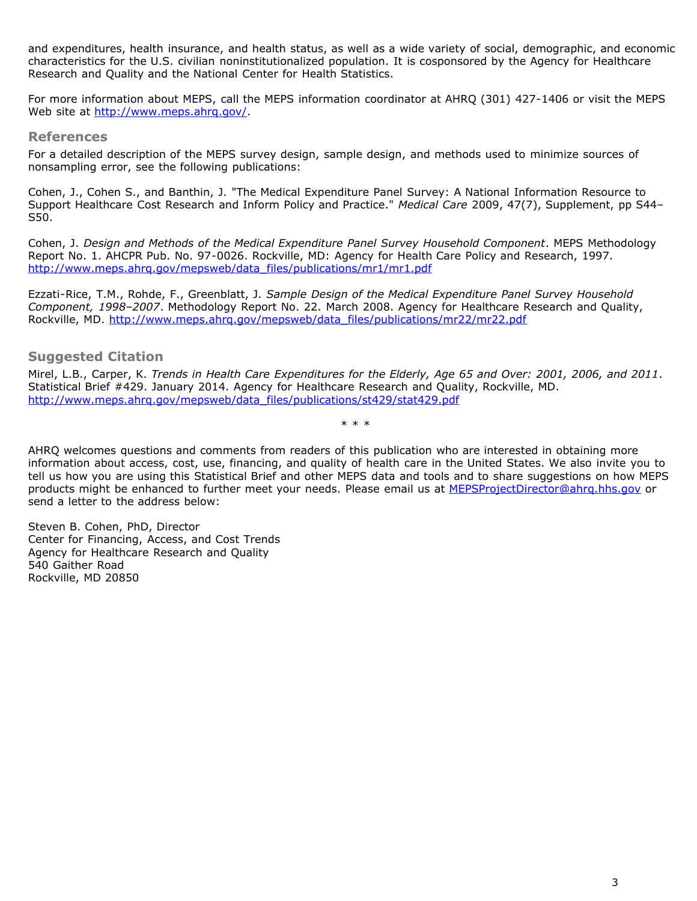and expenditures, health insurance, and health status, as well as a wide variety of social, demographic, and economic characteristics for the U.S. civilian noninstitutionalized population. It is cosponsored by the Agency for Healthcare Research and Quality and the National Center for Health Statistics.

For more information about MEPS, call the MEPS information coordinator at AHRQ (301) 427-1406 or visit the MEPS Web site at http://www.meps.ahrq.gov/.

## References

For a detailed description of the MEPS survey design, sample design, and methods used to minimize sources of nonsampling error, see the following publications:

Cohen, J., Cohen S., and Banthin, J. "The Medical Expenditure Panel Survey: A National Information Resource to Support Healthcare Cost Research and Inform Policy and Practice." *Medical Care* 2009, 47(7), Supplement, pp S44–S50.

Cohen, J. *Design and Methods of the Medical Expenditure Panel Survey Household Component*. MEPS Methodology Report No. 1. AHCPR Pub. No. 97-0026. Rockville, MD: Agency for Health Care Policy and Research, 1997. http://www.meps.ahrq.gov/mepsweb/data_files/publications/mr1/mr1.pdf

Ezzati-Rice, T.M., Rohde, F., Greenblatt, J. *Sample Design of the Medical Expenditure Panel Survey Household Component, 1998–2007*. Methodology Report No. 22. March 2008. Agency for Healthcare Research and Quality, Rockville, MD. http://www.meps.ahrq.gov/mepsweb/data_files/publications/mr22/mr22.pdf

## Suggested Citation

Mirel, L.B., Carper, K. *Trends in Health Care Expenditures for the Elderly, Age 65 and Over: 2001, 2006, and 2011*. Statistical Brief #429. January 2014. Agency for Healthcare Research and Quality, Rockville, MD. http://www.meps.ahrq.gov/mepsweb/data_files/publications/st429/stat429.pdf

\* \* \*

AHRQ welcomes questions and comments from readers of this publication who are interested in obtaining more information about access, cost, use, financing, and quality of health care in the United States. We also invite you to tell us how you are using this Statistical Brief and other MEPS data and tools and to share suggestions on how MEPS products might be enhanced to further meet your needs. Please email us at MEPSProjectDirector@ahrq.hhs.gov or send a letter to the address below:

Steven B. Cohen, PhD, Director
Center for Financing, Access, and Cost Trends
Agency for Healthcare Research and Quality
540 Gaither Road
Rockville, MD 20850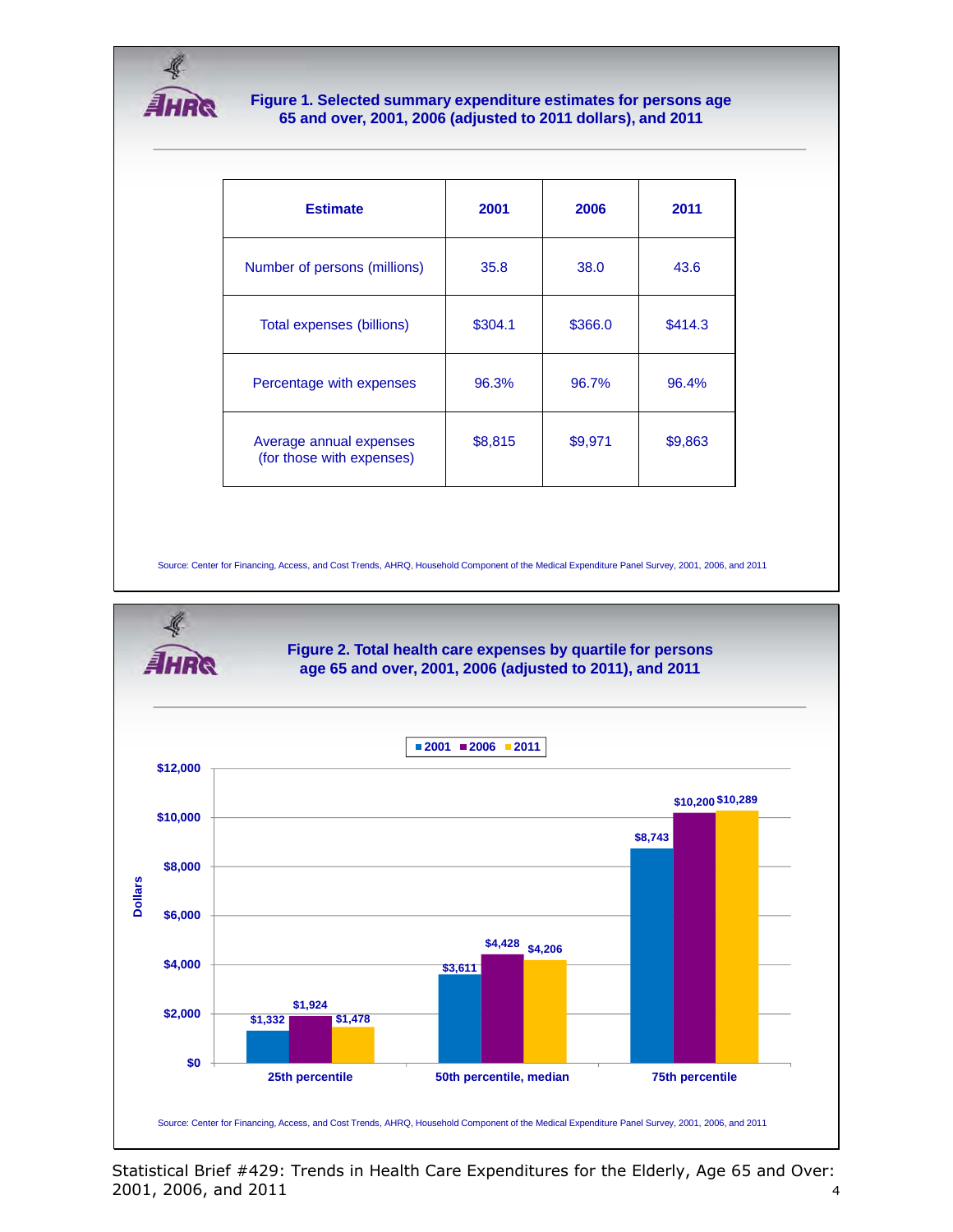**Figure 1. Selected summary expenditure estimates for persons age 65 and over, 2001, 2006 (adjusted to 2011 dollars), and 2011**

| Estimate | 2001 | 2006 | 2011 |
|---|---|---|---|
| Number of persons (millions) | 35.8 | 38.0 | 43.6 |
| Total expenses (billions) | $304.1 | $366.0 | $414.3 |
| Percentage with expenses | 96.3% | 96.7% | 96.4% |
| Average annual expenses (for those with expenses) | $8,815 | $9,971 | $9,863 |

Source: Center for Financing, Access, and Cost Trends, AHRQ, Household Component of the Medical Expenditure Panel Survey, 2001, 2006, and 2011

**Figure 2. Total health care expenses by quartile for persons age 65 and over, 2001, 2006 (adjusted to 2011), and 2011**

| Percentile | 2001 | 2006 | 2011 |
|---|---|---|---|
| 25th percentile | $1,332 | $1,924 | $1,478 |
| 50th percentile, median | $3,611 | $4,428 | $4,206 |
| 75th percentile | $8,743 | $10,200 | $10,289 |

Source: Center for Financing, Access, and Cost Trends, AHRQ, Household Component of the Medical Expenditure Panel Survey, 2001, 2006, and 2011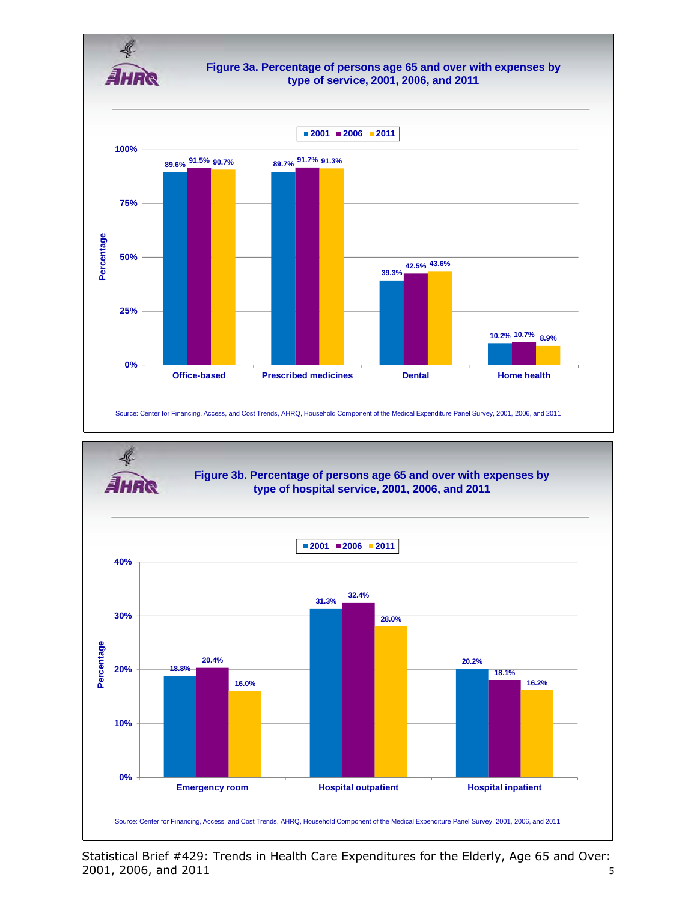**Figure 3a. Percentage of persons age 65 and over with expenses by type of service, 2001, 2006, and 2011**

| Type of service | 2001 | 2006 | 2011 |
|---|---|---|---|
| Office-based | 89.6% | 91.5% | 90.7% |
| Prescribed medicines | 89.7% | 91.7% | 91.3% |
| Dental | 39.3% | 42.5% | 43.6% |
| Home health | 10.2% | 10.7% | 8.9% |

Source: Center for Financing, Access, and Cost Trends, AHRQ, Household Component of the Medical Expenditure Panel Survey, 2001, 2006, and 2011

**Figure 3b. Percentage of persons age 65 and over with expenses by type of hospital service, 2001, 2006, and 2011**

| Type of hospital service | 2001 | 2006 | 2011 |
|---|---|---|---|
| Emergency room | 18.8% | 20.4% | 16.0% |
| Hospital outpatient | 31.3% | 32.4% | 28.0% |
| Hospital inpatient | 20.2% | 18.1% | 16.2% |

Source: Center for Financing, Access, and Cost Trends, AHRQ, Household Component of the Medical Expenditure Panel Survey, 2001, 2006, and 2011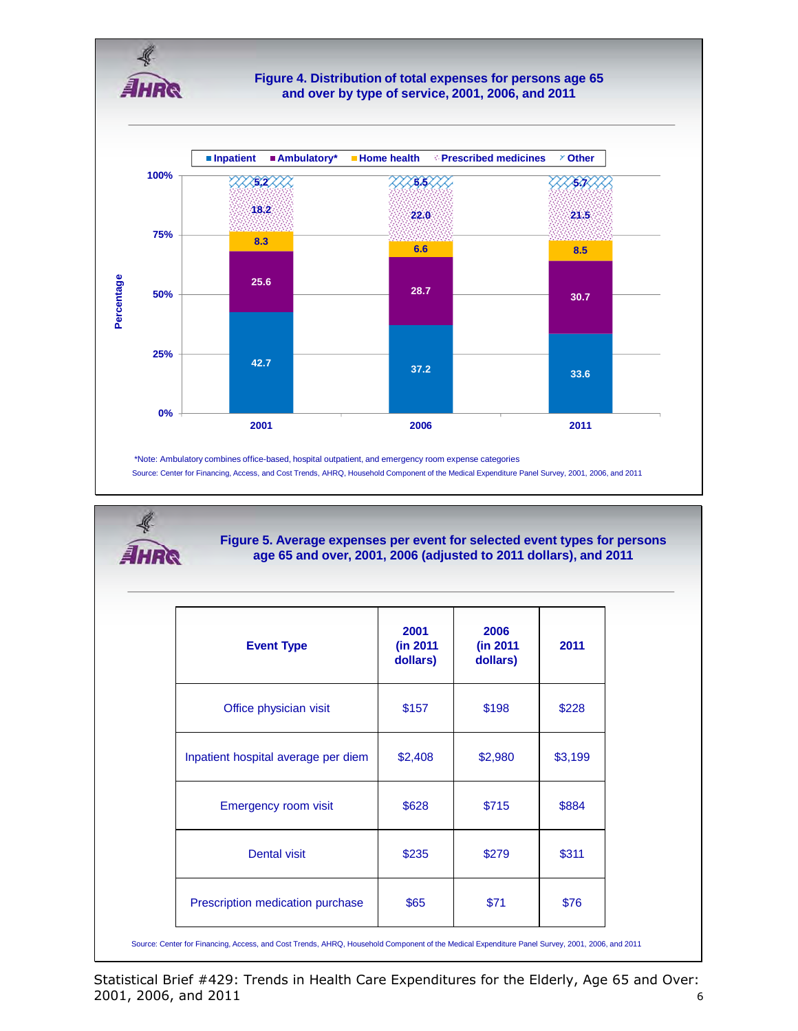## Figure 4. Distribution of total expenses for persons age 65 and over by type of service, 2001, 2006, and 2011

| Type of service | 2001 | 2006 | 2011 |
|---|---|---|---|
| Inpatient | 42.7 | 37.2 | 33.6 |
| Ambulatory* | 25.6 | 28.7 | 30.7 |
| Home health | 8.3 | 6.6 | 8.5 |
| Prescribed medicines | 18.2 | 22.0 | 21.5 |
| Other | 5.2 | 5.5 | 5.7 |

*Note: Ambulatory combines office-based, hospital outpatient, and emergency room expense categories

Source: Center for Financing, Access, and Cost Trends, AHRQ, Household Component of the Medical Expenditure Panel Survey, 2001, 2006, and 2011

## Figure 5. Average expenses per event for selected event types for persons age 65 and over, 2001, 2006 (adjusted to 2011 dollars), and 2011

| Event Type | 2001 (in 2011 dollars) | 2006 (in 2011 dollars) | 2011 |
|---|---|---|---|
| Office physician visit | $157 | $198 | $228 |
| Inpatient hospital average per diem | $2,408 | $2,980 | $3,199 |
| Emergency room visit | $628 | $715 | $884 |
| Dental visit | $235 | $279 | $311 |
| Prescription medication purchase | $65 | $71 | $76 |

Source: Center for Financing, Access, and Cost Trends, AHRQ, Household Component of the Medical Expenditure Panel Survey, 2001, 2006, and 2011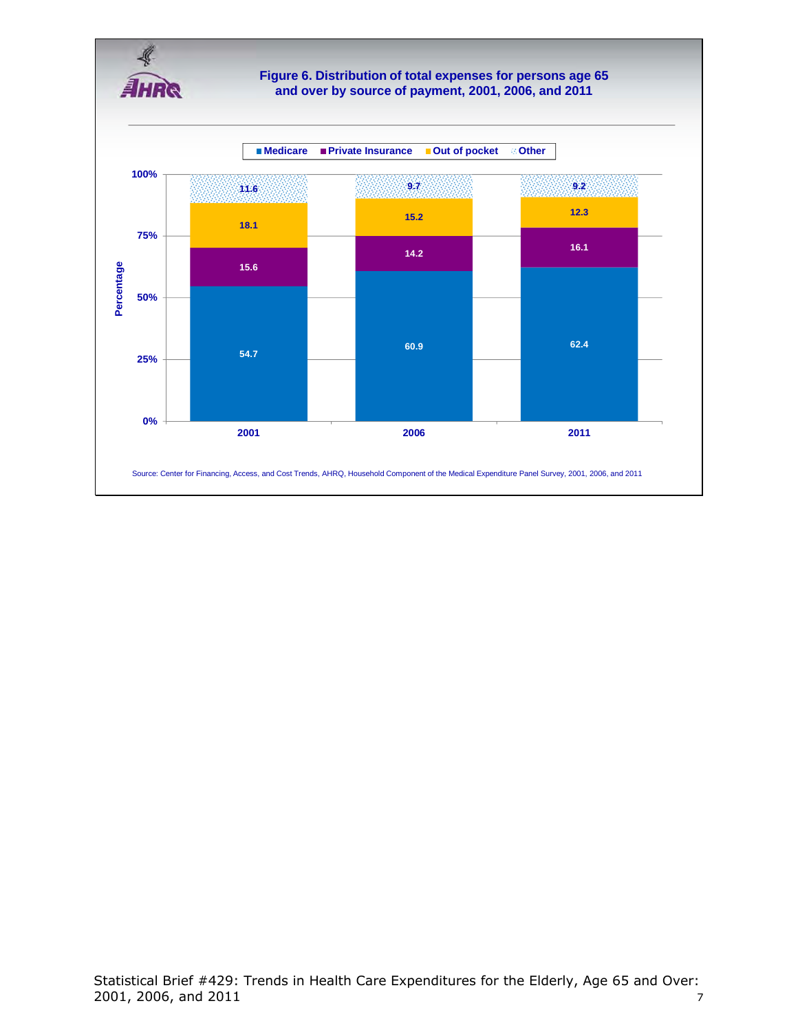**Figure 6. Distribution of total expenses for persons age 65 and over by source of payment, 2001, 2006, and 2011**

Medicare
Private Insurance
Out of pocket
Other

Percentage

100%
75%
50%
25%
0%

2001: 54.7, 15.6, 18.1, 11.6
2006: 60.9, 14.2, 15.2, 9.7
2011: 62.4, 16.1, 12.3, 9.2

Source: Center for Financing, Access, and Cost Trends, AHRQ, Household Component of the Medical Expenditure Panel Survey, 2001, 2006, and 2011